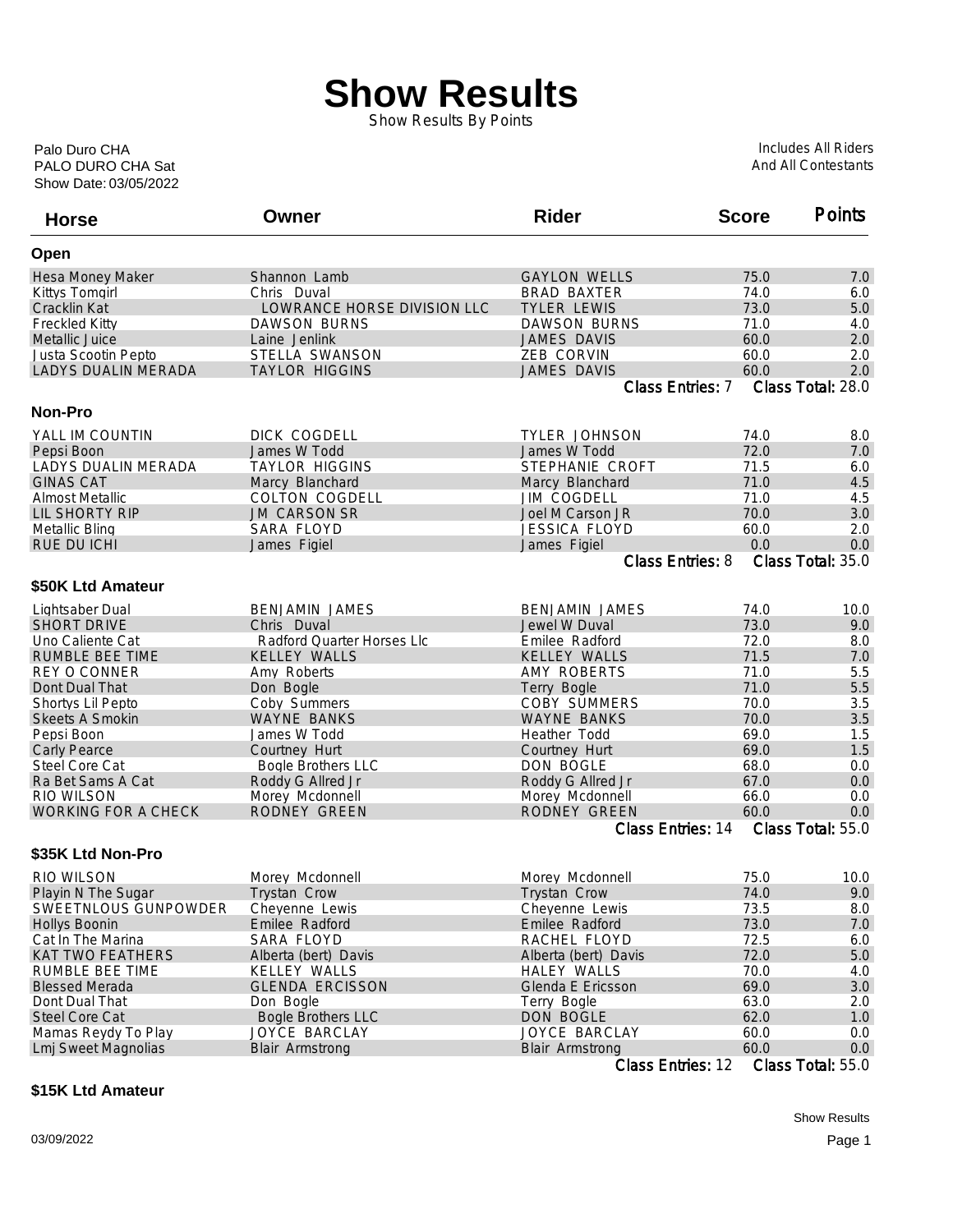# Show Results

Show Results By Points

Palo Duro CHA
PALO DURO CHA Sat
Show Date: 03/05/2022

Includes All Riders
And All Contestants

| Horse | Owner | Rider | Score | Points |
|---|---|---|---|---|
| **Open** | | | | |
| Hesa Money Maker | Shannon Lamb | GAYLON WELLS | 75.0 | 7.0 |
| Kittys Tomgirl | Chris Duval | BRAD BAXTER | 74.0 | 6.0 |
| Cracklin Kat | LOWRANCE HORSE DIVISION LLC | TYLER LEWIS | 73.0 | 5.0 |
| Freckled Kitty | DAWSON BURNS | DAWSON BURNS | 71.0 | 4.0 |
| Metallic Juice | Laine Jenlink | JAMES DAVIS | 60.0 | 2.0 |
| Justa Scootin Pepto | STELLA SWANSON | ZEB CORVIN | 60.0 | 2.0 |
| LADYS DUALIN MERADA | TAYLOR HIGGINS | JAMES DAVIS | 60.0 | 2.0 |
| | | | Class Entries: 7 | Class Total: 28.0 |
| **Non-Pro** | | | | |
| YALL IM COUNTIN | DICK COGDELL | TYLER JOHNSON | 74.0 | 8.0 |
| Pepsi Boon | James W Todd | James W Todd | 72.0 | 7.0 |
| LADYS DUALIN MERADA | TAYLOR HIGGINS | STEPHANIE CROFT | 71.5 | 6.0 |
| GINAS CAT | Marcy Blanchard | Marcy Blanchard | 71.0 | 4.5 |
| Almost Metallic | COLTON COGDELL | JIM COGDELL | 71.0 | 4.5 |
| LIL SHORTY RIP | JM CARSON SR | Joel M Carson JR | 70.0 | 3.0 |
| Metallic Bling | SARA FLOYD | JESSICA FLOYD | 60.0 | 2.0 |
| RUE DU ICHI | James Figiel | James Figiel | 0.0 | 0.0 |
| | | | Class Entries: 8 | Class Total: 35.0 |
| **$50K Ltd Amateur** | | | | |
| Lightsaber Dual | BENJAMIN JAMES | BENJAMIN JAMES | 74.0 | 10.0 |
| SHORT DRIVE | Chris Duval | Jewel W Duval | 73.0 | 9.0 |
| Uno Caliente Cat | Radford Quarter Horses Llc | Emilee Radford | 72.0 | 8.0 |
| RUMBLE BEE TIME | KELLEY WALLS | KELLEY WALLS | 71.5 | 7.0 |
| REY O CONNER | Amy Roberts | AMY ROBERTS | 71.0 | 5.5 |
| Dont Dual That | Don Bogle | Terry Bogle | 71.0 | 5.5 |
| Shortys Lil Pepto | Coby Summers | COBY SUMMERS | 70.0 | 3.5 |
| Skeets A Smokin | WAYNE BANKS | WAYNE BANKS | 70.0 | 3.5 |
| Pepsi Boon | James W Todd | Heather Todd | 69.0 | 1.5 |
| Carly Pearce | Courtney Hurt | Courtney Hurt | 69.0 | 1.5 |
| Steel Core Cat | Bogle Brothers LLC | DON BOGLE | 68.0 | 0.0 |
| Ra Bet Sams A Cat | Roddy G Allred Jr | Roddy G Allred Jr | 67.0 | 0.0 |
| RIO WILSON | Morey Mcdonnell | Morey Mcdonnell | 66.0 | 0.0 |
| WORKING FOR A CHECK | RODNEY GREEN | RODNEY GREEN | 60.0 | 0.0 |
| | | | Class Entries: 14 | Class Total: 55.0 |
| **$35K Ltd Non-Pro** | | | | |
| RIO WILSON | Morey Mcdonnell | Morey Mcdonnell | 75.0 | 10.0 |
| Playin N The Sugar | Trystan Crow | Trystan Crow | 74.0 | 9.0 |
| SWEETNLOUS GUNPOWDER | Cheyenne Lewis | Cheyenne Lewis | 73.5 | 8.0 |
| Hollys Boonin | Emilee Radford | Emilee Radford | 73.0 | 7.0 |
| Cat In The Marina | SARA FLOYD | RACHEL FLOYD | 72.5 | 6.0 |
| KAT TWO FEATHERS | Alberta (bert) Davis | Alberta (bert) Davis | 72.0 | 5.0 |
| RUMBLE BEE TIME | KELLEY WALLS | HALEY WALLS | 70.0 | 4.0 |
| Blessed Merada | GLENDA ERCISSON | Glenda E Ericsson | 69.0 | 3.0 |
| Dont Dual That | Don Bogle | Terry Bogle | 63.0 | 2.0 |
| Steel Core Cat | Bogle Brothers LLC | DON BOGLE | 62.0 | 1.0 |
| Mamas Reydy To Play | JOYCE BARCLAY | JOYCE BARCLAY | 60.0 | 0.0 |
| Lmj Sweet Magnolias | Blair Armstrong | Blair Armstrong | 60.0 | 0.0 |
| | | | Class Entries: 12 | Class Total: 55.0 |

**$15K Ltd Amateur**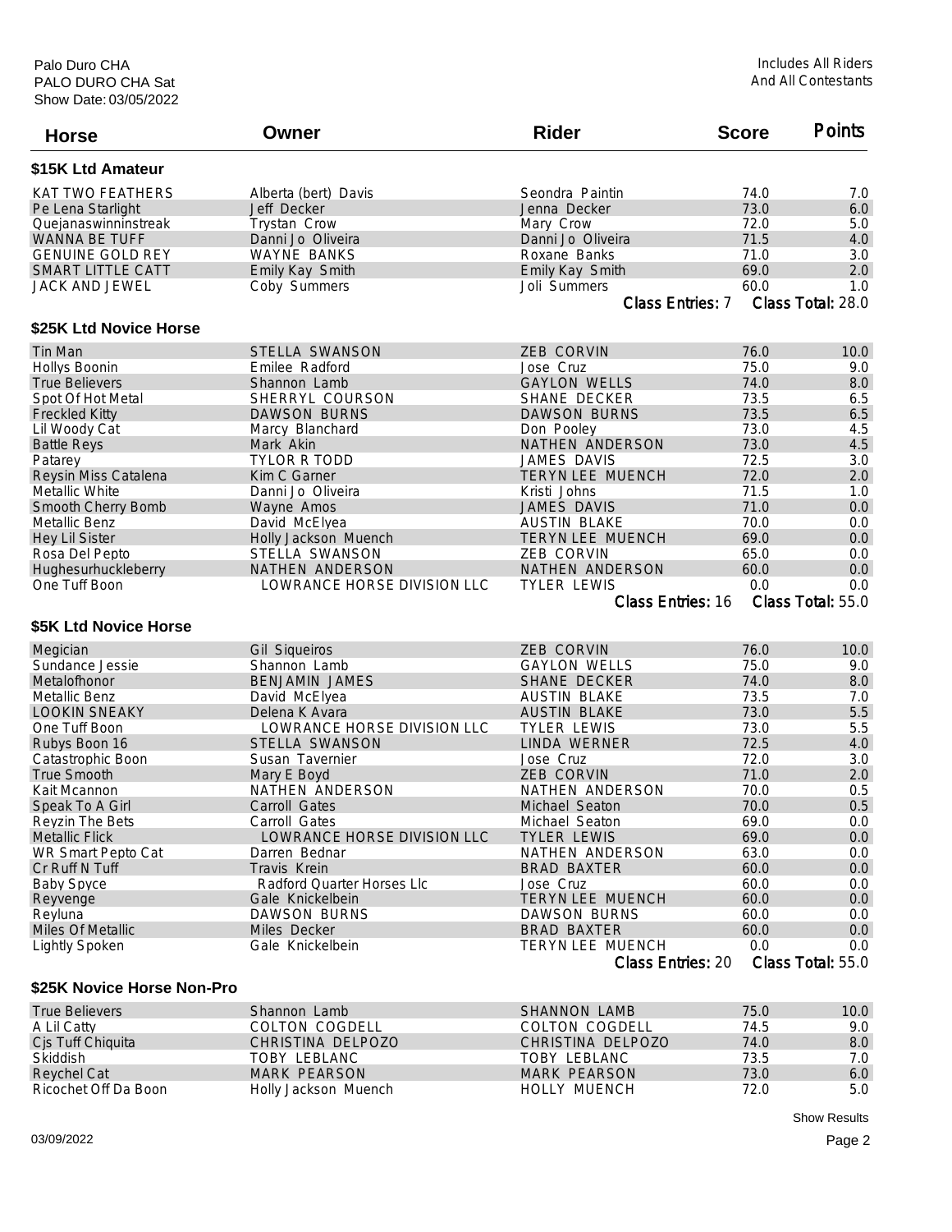Palo Duro CHA
PALO DURO CHA Sat
Show Date: 03/05/2022

Includes All Riders And All Contestants

| Horse | Owner | Rider | Score | Points |
|---|---|---|---|---|
| **$15K Ltd Amateur** | | | | |
| KAT TWO FEATHERS | Alberta (bert) Davis | Seondra Paintin | 74.0 | 7.0 |
| Pe Lena Starlight | Jeff Decker | Jenna Decker | 73.0 | 6.0 |
| Quejanaswinninstreak | Trystan Crow | Mary Crow | 72.0 | 5.0 |
| WANNA BE TUFF | Danni Jo Oliveira | Danni Jo Oliveira | 71.5 | 4.0 |
| GENUINE GOLD REY | WAYNE BANKS | Roxane Banks | 71.0 | 3.0 |
| SMART LITTLE CATT | Emily Kay Smith | Emily Kay Smith | 69.0 | 2.0 |
| JACK AND JEWEL | Coby Summers | Joli Summers | 60.0 | 1.0 |
| | | | Class Entries: 7 | Class Total: 28.0 |
| **$25K Ltd Novice Horse** | | | | |
| Tin Man | STELLA SWANSON | ZEB CORVIN | 76.0 | 10.0 |
| Hollys Boonin | Emilee Radford | Jose Cruz | 75.0 | 9.0 |
| True Believers | Shannon Lamb | GAYLON WELLS | 74.0 | 8.0 |
| Spot Of Hot Metal | SHERRYL COURSON | SHANE DECKER | 73.5 | 6.5 |
| Freckled Kitty | DAWSON BURNS | DAWSON BURNS | 73.5 | 6.5 |
| Lil Woody Cat | Marcy Blanchard | Don Pooley | 73.0 | 4.5 |
| Battle Reys | Mark Akin | NATHEN ANDERSON | 73.0 | 4.5 |
| Patarey | TYLOR R TODD | JAMES DAVIS | 72.5 | 3.0 |
| Reysin Miss Catalena | Kim C Garner | TERYN LEE MUENCH | 72.0 | 2.0 |
| Metallic White | Danni Jo Oliveira | Kristi Johns | 71.5 | 1.0 |
| Smooth Cherry Bomb | Wayne Amos | JAMES DAVIS | 71.0 | 0.0 |
| Metallic Benz | David McElyea | AUSTIN BLAKE | 70.0 | 0.0 |
| Hey Lil Sister | Holly Jackson Muench | TERYN LEE MUENCH | 69.0 | 0.0 |
| Rosa Del Pepto | STELLA SWANSON | ZEB CORVIN | 65.0 | 0.0 |
| Hughesurhuckleberry | NATHEN ANDERSON | NATHEN ANDERSON | 60.0 | 0.0 |
| One Tuff Boon | LOWRANCE HORSE DIVISION LLC | TYLER LEWIS | 0.0 | 0.0 |
| | | | Class Entries: 16 | Class Total: 55.0 |
| **$5K Ltd Novice Horse** | | | | |
| Megician | Gil Siqueiros | ZEB CORVIN | 76.0 | 10.0 |
| Sundance Jessie | Shannon Lamb | GAYLON WELLS | 75.0 | 9.0 |
| Metalofhonor | BENJAMIN JAMES | SHANE DECKER | 74.0 | 8.0 |
| Metallic Benz | David McElyea | AUSTIN BLAKE | 73.5 | 7.0 |
| LOOKIN SNEAKY | Delena K Avara | AUSTIN BLAKE | 73.0 | 5.5 |
| One Tuff Boon | LOWRANCE HORSE DIVISION LLC | TYLER LEWIS | 73.0 | 5.5 |
| Rubys Boon 16 | STELLA SWANSON | LINDA WERNER | 72.5 | 4.0 |
| Catastrophic Boon | Susan Tavernier | Jose Cruz | 72.0 | 3.0 |
| True Smooth | Mary E Boyd | ZEB CORVIN | 71.0 | 2.0 |
| Kait Mcannon | NATHEN ANDERSON | NATHEN ANDERSON | 70.0 | 0.5 |
| Speak To A Girl | Carroll Gates | Michael Seaton | 70.0 | 0.5 |
| Reyzin The Bets | Carroll Gates | Michael Seaton | 69.0 | 0.0 |
| Metallic Flick | LOWRANCE HORSE DIVISION LLC | TYLER LEWIS | 69.0 | 0.0 |
| WR Smart Pepto Cat | Darren Bednar | NATHEN ANDERSON | 63.0 | 0.0 |
| Cr Ruff N Tuff | Travis Krein | BRAD BAXTER | 60.0 | 0.0 |
| Baby Spyce | Radford Quarter Horses Llc | Jose Cruz | 60.0 | 0.0 |
| Reyvenge | Gale Knickelbein | TERYN LEE MUENCH | 60.0 | 0.0 |
| Reyluna | DAWSON BURNS | DAWSON BURNS | 60.0 | 0.0 |
| Miles Of Metallic | Miles Decker | BRAD BAXTER | 60.0 | 0.0 |
| Lightly Spoken | Gale Knickelbein | TERYN LEE MUENCH | 0.0 | 0.0 |
| | | | Class Entries: 20 | Class Total: 55.0 |
| **$25K Novice Horse Non-Pro** | | | | |
| True Believers | Shannon Lamb | SHANNON LAMB | 75.0 | 10.0 |
| A Lil Catty | COLTON COGDELL | COLTON COGDELL | 74.5 | 9.0 |
| Cjs Tuff Chiquita | CHRISTINA DELPOZO | CHRISTINA DELPOZO | 74.0 | 8.0 |
| Skiddish | TOBY LEBLANC | TOBY LEBLANC | 73.5 | 7.0 |
| Reychel Cat | MARK PEARSON | MARK PEARSON | 73.0 | 6.0 |
| Ricochet Off Da Boon | Holly Jackson Muench | HOLLY MUENCH | 72.0 | 5.0 |

Show Results

03/09/2022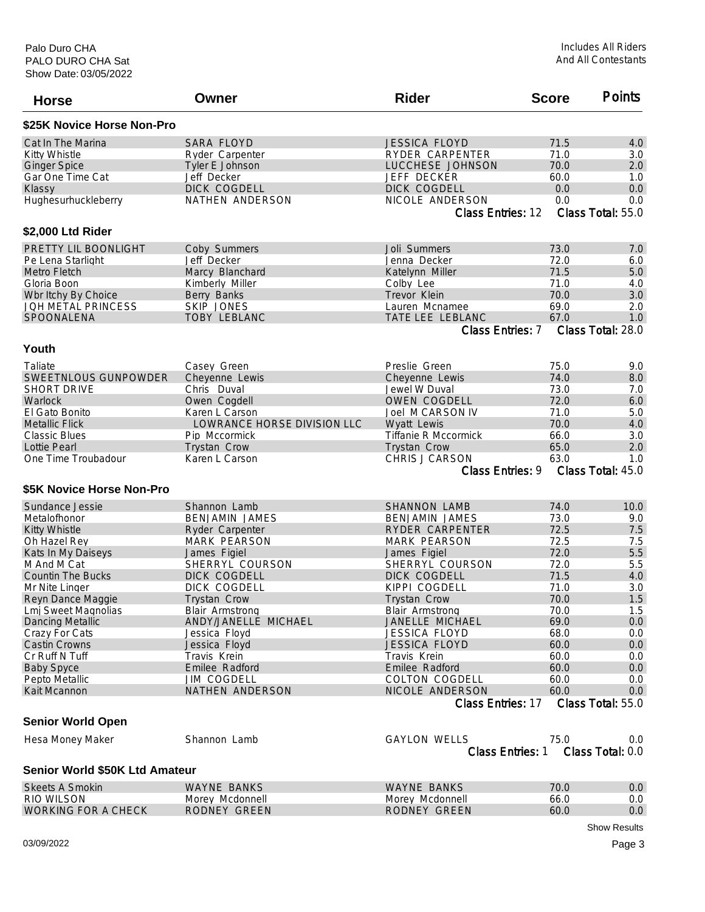Palo Duro CHA
PALO DURO CHA Sat
Show Date: 03/05/2022

Includes All Riders
And All Contestants

| Horse | Owner | Rider | Score | Points |
|---|---|---|---|---|
| **$25K Novice Horse Non-Pro** | | | | |
| Cat In The Marina | SARA FLOYD | JESSICA FLOYD | 71.5 | 4.0 |
| Kitty Whistle | Ryder Carpenter | RYDER CARPENTER | 71.0 | 3.0 |
| Ginger Spice | Tyler E Johnson | LUCCHESE JOHNSON | 70.0 | 2.0 |
| Gar One Time Cat | Jeff Decker | JEFF DECKER | 60.0 | 1.0 |
| Klassy | DICK COGDELL | DICK COGDELL | 0.0 | 0.0 |
| Hughesurhuckleberry | NATHEN ANDERSON | NICOLE ANDERSON | 0.0 | 0.0 |
| | | Class Entries: 12 | | Class Total: 55.0 |
| **$2,000 Ltd Rider** | | | | |
| PRETTY LIL BOONLIGHT | Coby Summers | Joli Summers | 73.0 | 7.0 |
| Pe Lena Starlight | Jeff Decker | Jenna Decker | 72.0 | 6.0 |
| Metro Fletch | Marcy Blanchard | Katelynn Miller | 71.5 | 5.0 |
| Gloria Boon | Kimberly Miller | Colby Lee | 71.0 | 4.0 |
| Wbr Itchy By Choice | Berry Banks | Trevor Klein | 70.0 | 3.0 |
| JQH METAL PRINCESS | SKIP JONES | Lauren Mcnamee | 69.0 | 2.0 |
| SPOONALENA | TOBY LEBLANC | TATE LEE LEBLANC | 67.0 | 1.0 |
| | | Class Entries: 7 | | Class Total: 28.0 |
| **Youth** | | | | |
| Taliate | Casey Green | Preslie Green | 75.0 | 9.0 |
| SWEETNLOUS GUNPOWDER | Cheyenne Lewis | Cheyenne Lewis | 74.0 | 8.0 |
| SHORT DRIVE | Chris Duval | Jewel W Duval | 73.0 | 7.0 |
| Warlock | Owen Cogdell | OWEN COGDELL | 72.0 | 6.0 |
| El Gato Bonito | Karen L Carson | Joel M CARSON IV | 71.0 | 5.0 |
| Metallic Flick | LOWRANCE HORSE DIVISION LLC | Wyatt Lewis | 70.0 | 4.0 |
| Classic Blues | Pip Mccormick | Tiffanie R Mccormick | 66.0 | 3.0 |
| Lottie Pearl | Trystan Crow | Trystan Crow | 65.0 | 2.0 |
| One Time Troubadour | Karen L Carson | CHRIS J CARSON | 63.0 | 1.0 |
| | | Class Entries: 9 | | Class Total: 45.0 |
| **$5K Novice Horse Non-Pro** | | | | |
| Sundance Jessie | Shannon Lamb | SHANNON LAMB | 74.0 | 10.0 |
| Metalofhonor | BENJAMIN JAMES | BENJAMIN JAMES | 73.0 | 9.0 |
| Kitty Whistle | Ryder Carpenter | RYDER CARPENTER | 72.5 | 7.5 |
| Oh Hazel Rey | MARK PEARSON | MARK PEARSON | 72.5 | 7.5 |
| Kats In My Daiseys | James Figiel | James Figiel | 72.0 | 5.5 |
| M And M Cat | SHERRYL COURSON | SHERRYL COURSON | 72.0 | 5.5 |
| Countin The Bucks | DICK COGDELL | DICK COGDELL | 71.5 | 4.0 |
| Mr Nite Linger | DICK COGDELL | KIPPI COGDELL | 71.0 | 3.0 |
| Reyn Dance Maggie | Trystan Crow | Trystan Crow | 70.0 | 1.5 |
| Lmj Sweet Magnolias | Blair Armstrong | Blair Armstrong | 70.0 | 1.5 |
| Dancing Metallic | ANDY/JANELLE MICHAEL | JANELLE MICHAEL | 69.0 | 0.0 |
| Crazy For Cats | Jessica Floyd | JESSICA FLOYD | 68.0 | 0.0 |
| Castin Crowns | Jessica Floyd | JESSICA FLOYD | 60.0 | 0.0 |
| Cr Ruff N Tuff | Travis Krein | Travis Krein | 60.0 | 0.0 |
| Baby Spyce | Emilee Radford | Emilee Radford | 60.0 | 0.0 |
| Pepto Metallic | JIM COGDELL | COLTON COGDELL | 60.0 | 0.0 |
| Kait Mcannon | NATHEN ANDERSON | NICOLE ANDERSON | 60.0 | 0.0 |
| | | Class Entries: 17 | | Class Total: 55.0 |
| **Senior World Open** | | | | |
| Hesa Money Maker | Shannon Lamb | GAYLON WELLS | 75.0 | 0.0 |
| | | Class Entries: 1 | | Class Total: 0.0 |
| **Senior World $50K Ltd Amateur** | | | | |
| Skeets A Smokin | WAYNE BANKS | WAYNE BANKS | 70.0 | 0.0 |
| RIO WILSON | Morey Mcdonnell | Morey Mcdonnell | 66.0 | 0.0 |
| WORKING FOR A CHECK | RODNEY GREEN | RODNEY GREEN | 60.0 | 0.0 |

Show Results

03/09/2022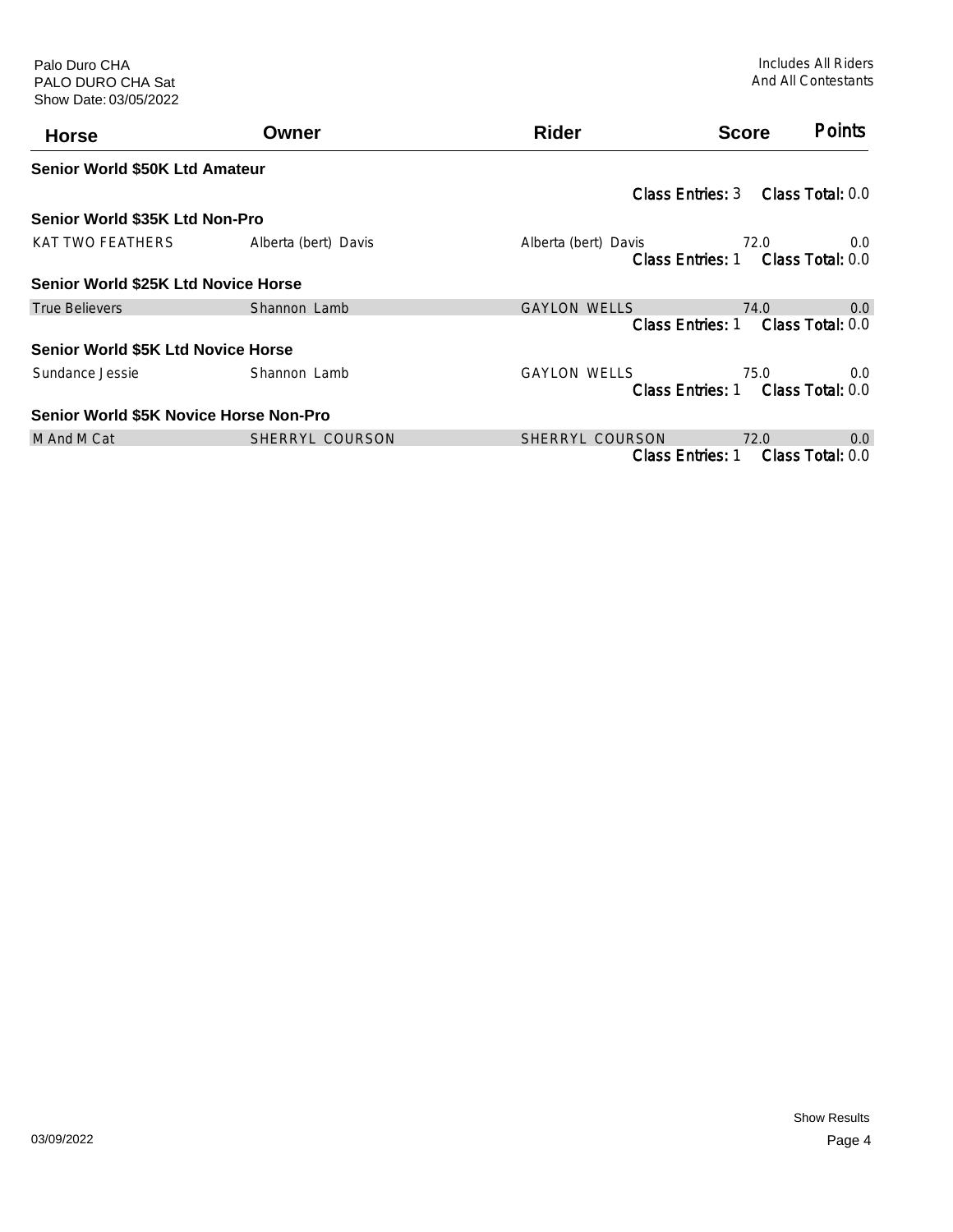| Horse | Owner | Rider | Score | Points |
|---|---|---|---|---|
| **Senior World $50K Ltd Amateur** | | | | |
| | | | Class Entries: 3 | Class Total: 0.0 |
| **Senior World $35K Ltd Non-Pro** | | | | |
| KAT TWO FEATHERS | Alberta (bert) Davis | Alberta (bert) Davis | 72.0 | 0.0 |
| | | | Class Entries: 1 | Class Total: 0.0 |
| **Senior World $25K Ltd Novice Horse** | | | | |
| True Believers | Shannon Lamb | GAYLON WELLS | 74.0 | 0.0 |
| | | | Class Entries: 1 | Class Total: 0.0 |
| **Senior World $5K Ltd Novice Horse** | | | | |
| Sundance Jessie | Shannon Lamb | GAYLON WELLS | 75.0 | 0.0 |
| | | | Class Entries: 1 | Class Total: 0.0 |
| **Senior World $5K Novice Horse Non-Pro** | | | | |
| M And M Cat | SHERRYL COURSON | SHERRYL COURSON | 72.0 | 0.0 |
| | | | Class Entries: 1 | Class Total: 0.0 |